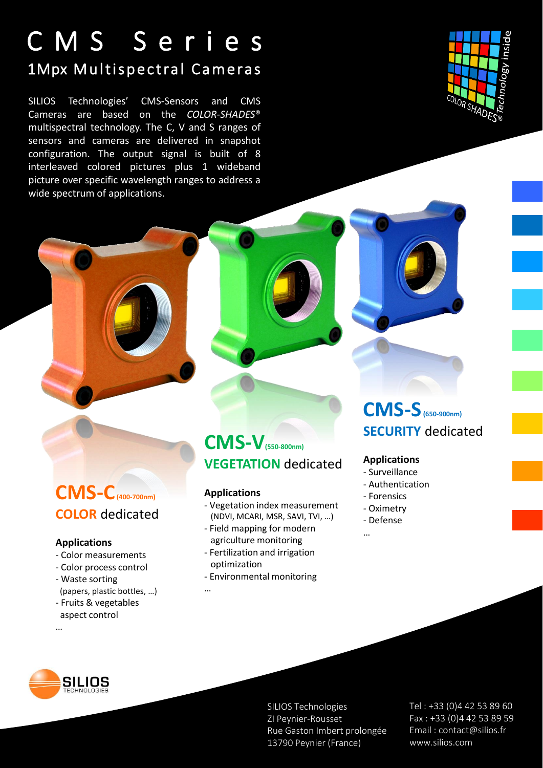# CMS Series

## 1Mpx Multispectral Cameras

SILIOS Technologies' CMS-Sensors and CMS Cameras are based on the *COLOR-SHADES®* multispectral technology. The C, V and S ranges of sensors and cameras are delivered in snapshot configuration. The output signal is built of 8 interleaved colored pictures plus 1 wideband picture over specific wavelength ranges to address a wide spectrum of applications.

COLOR SHADES® Technology inside

## CMS-C (400-700nm)

### COLOR dedicated

**Applications**

- Color measurements
- Color process control
- Waste sorting (papers, plastic bottles, …)
- Fruits & vegetables aspect control

…

## CMS-V (550-800nm)

### VEGETATION dedicated

**Applications**

- Vegetation index measurement (NDVI, MCARI, MSR, SAVI, TVI, …)
- Field mapping for modern agriculture monitoring
- Fertilization and irrigation optimization
- Environmental monitoring

…

## CMS-S (650-900nm)

### SECURITY dedicated

**Applications**

- Surveillance
- Authentication
- Forensics
- Oximetry
- Defense

…

SILIOS TECHNOLOGIES

SILIOS Technologies
ZI Peynier-Rousset
Rue Gaston Imbert prolongée
13790 Peynier (France)

Tel : +33 (0)4 42 53 89 60
Fax : +33 (0)4 42 53 89 59
Email : contact@silios.fr
www.silios.com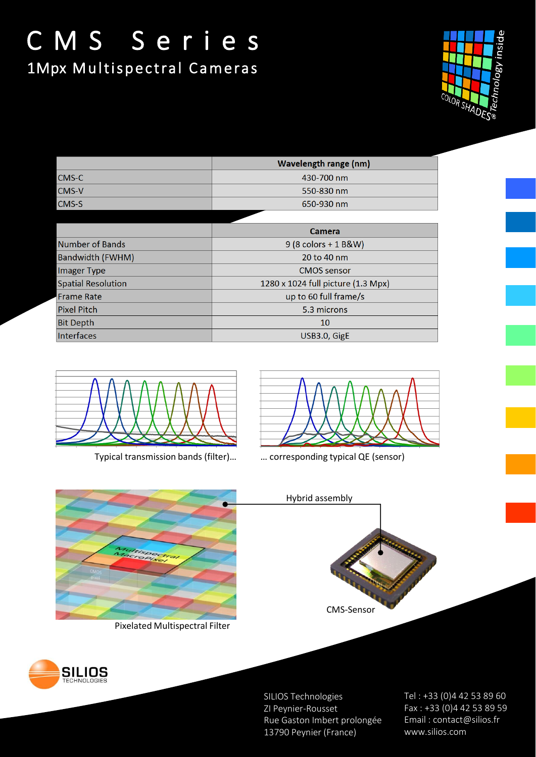# CMS Series

## 1Mpx Multispectral Cameras

COLOR SHADES® Technology inside

| | Wavelength range (nm) |
|---|---|
| CMS-C | 430-700 nm |
| CMS-V | 550-830 nm |
| CMS-S | 650-930 nm |

| | Camera |
|---|---|
| Number of Bands | 9 (8 colors + 1 B&W) |
| Bandwidth (FWHM) | 20 to 40 nm |
| Imager Type | CMOS sensor |
| Spatial Resolution | 1280 x 1024 full picture (1.3 Mpx) |
| Frame Rate | up to 60 full frame/s |
| Pixel Pitch | 5.3 microns |
| Bit Depth | 10 |
| Interfaces | USB3.0, GigE |

Typical transmission bands (filter)…

… corresponding typical QE (sensor)

Multispectral MacroPixel

CMOS

Pixelated Multispectral Filter

Hybrid assembly

CMS-Sensor

SILIOS TECHNOLOGIES

SILIOS Technologies
ZI Peynier-Rousset
Rue Gaston Imbert prolongée
13790 Peynier (France)

Tel : +33 (0)4 42 53 89 60
Fax : +33 (0)4 42 53 89 59
Email : contact@silios.fr
www.silios.com